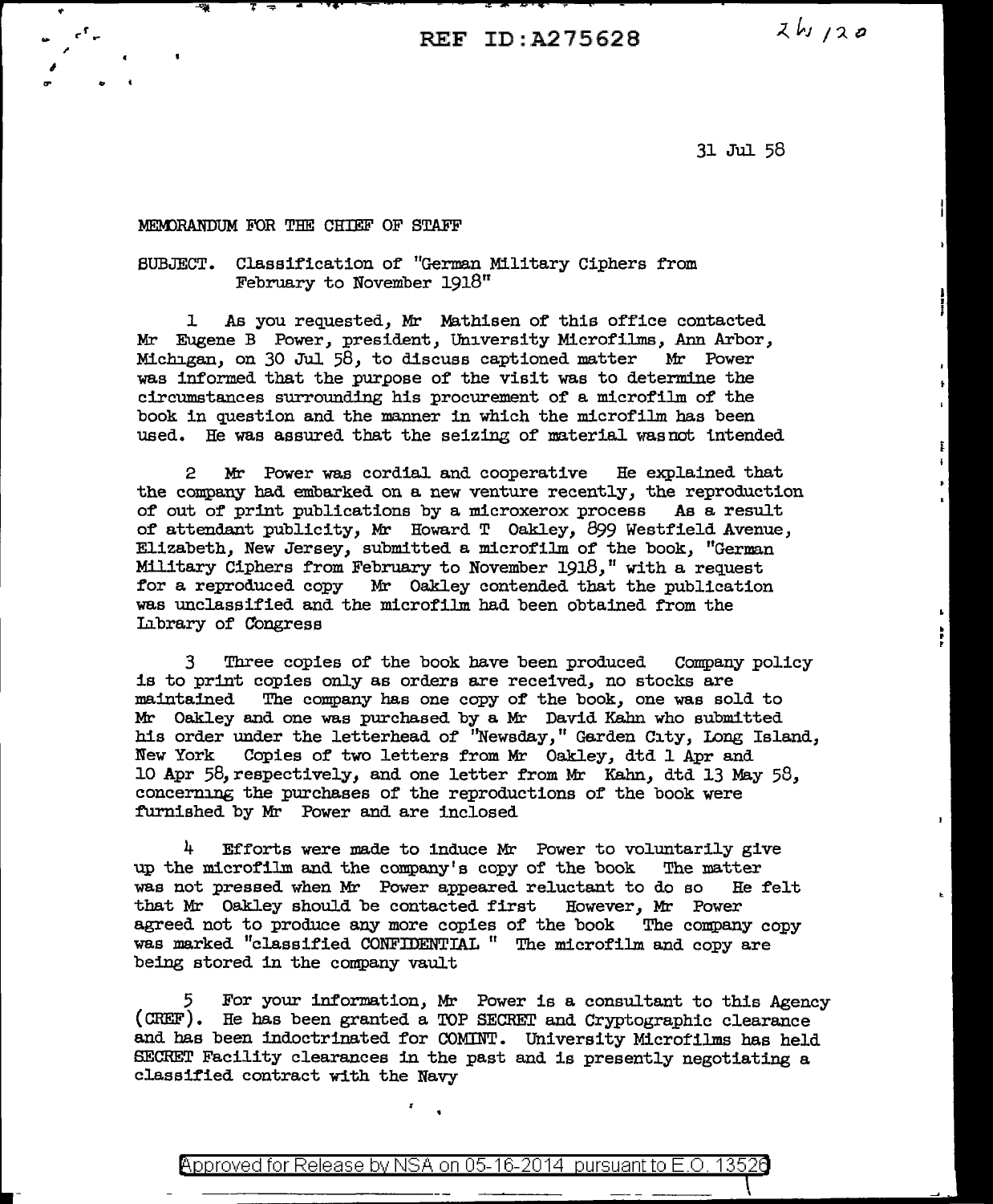REF ID:A275628 2b/20

31 Jul 58

MEMORANDUM FOR THE CHIEF OF STAFF

SUBJECT. Classification of "German Military Ciphers from February to November 1918"

1 As you requested, Mr Mathisen of this office contacted Mr Eugene B Power, president, University Microfilms, Ann Arbor, Michigan, on 30 Jul 58, to discuss captioned matter Mr Power was informed that the purpose of the visit was to determine the circumstances surrounding his procurement of a microfilm of the book in question and the manner in which the microfilm has been used. He was assured that the seizing of material was not intended

2 Mr Power was cordial and cooperative He explained that the company had embarked on a new venture recently, the reproduction of out of print publications by a microxerox process As a result of attendant publicity, Mr Howard T Oakley, 899 Westfield Avenue, Elizabeth, New Jersey, submitted a microfilm of the book, "German Military Ciphers from February to November 1918," with a request for a reproduced copy Mr Oakley contended that the publication was unclassified and the microfilm had been obtained from the Library of Congress

3 Three copies of the book have been produced Company policy is to print copies only as orders are received, no stocks are maintained The company has one copy of the book, one was sold to Mr Oakley and one was purchased by a Mr David Kahn who submitted his order under the letterhead of "Newsday," Garden City, Long Island, New York Copies of two letters from Mr Oakley, dtd 1 Apr and 10 Apr 58, respectively, and one letter from Mr Kahn, dtd 13 May 58, concerning the purchases of the reproductions of the book were furnished by Mr Power and are inclosed

4 Efforts were made to induce Mr Power to voluntarily give up the microfilm and the company's copy of the book The matter was not pressed when Mr Power appeared reluctant to do so He felt that Mr Oakley should be contacted first However, Mr Power agreed not to produce any more copies of the book The company copy was marked "classified CONFIDENTIAL " The microfilm and copy are being stored in the company vault

5 For your information, Mr Power is a consultant to this Agency (CREF). He has been granted a TOP SECRET and Cryptographic clearance and has been indoctrinated for COMINT. University Microfilms has held SECRET Facility clearances in the past and is presently negotiating a classified contract with the Navy

Approved for Release by NSA on 05-16-2014 pursuant to E.O. 13526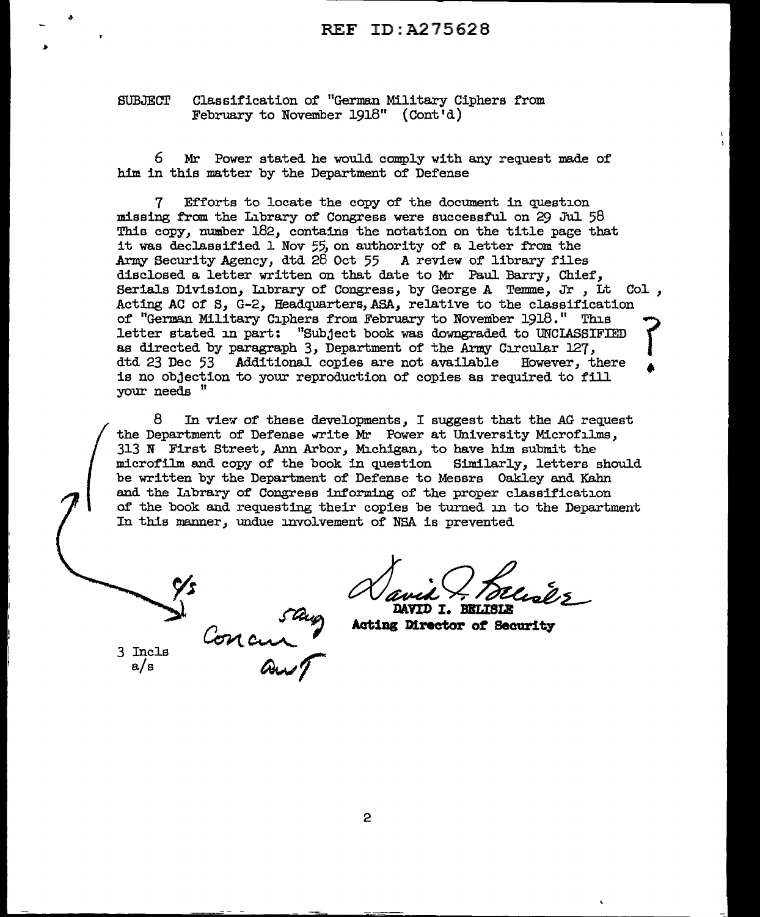REF ID:A275628

SUBJECT Classification of "German Military Ciphers from February to November 1918" (Cont'd)

6 Mr Power stated he would comply with any request made of him in this matter by the Department of Defense

7 Efforts to locate the copy of the document in question missing from the Library of Congress were successful on 29 Jul 58 This copy, number 182, contains the notation on the title page that it was declassified 1 Nov 55, on authority of a letter from the Army Security Agency, dtd 28 Oct 55 A review of library files disclosed a letter written on that date to Mr Paul Barry, Chief, Serials Division, Library of Congress, by George A Temme, Jr , Lt Col , Acting AC of S, G-2, Headquarters, ASA, relative to the classification of "German Military Ciphers from February to November 1918." This letter stated in part: "Subject book was downgraded to UNCLASSIFIED as directed by paragraph 3, Department of the Army Circular 127, dtd 23 Dec 53 Additional copies are not available However, there is no objection to your reproduction of copies as required to fill your needs "

8 In view of these developments, I suggest that the AG request the Department of Defense write Mr Power at University Microfilms, 313 N First Street, Ann Arbor, Michigan, to have him submit the microfilm and copy of the book in question Similarly, letters should be written by the Department of Defense to Messrs Oakley and Kahn and the Library of Congress informing of the proper classification of the book and requesting their copies be turned in to the Department In this manner, undue involvement of NSA is prevented

C/S
Concur 5 Aug
AWT

David I. Belisle
DAVID I. BELISLE
Acting Director of Security

3 Incls
a/s